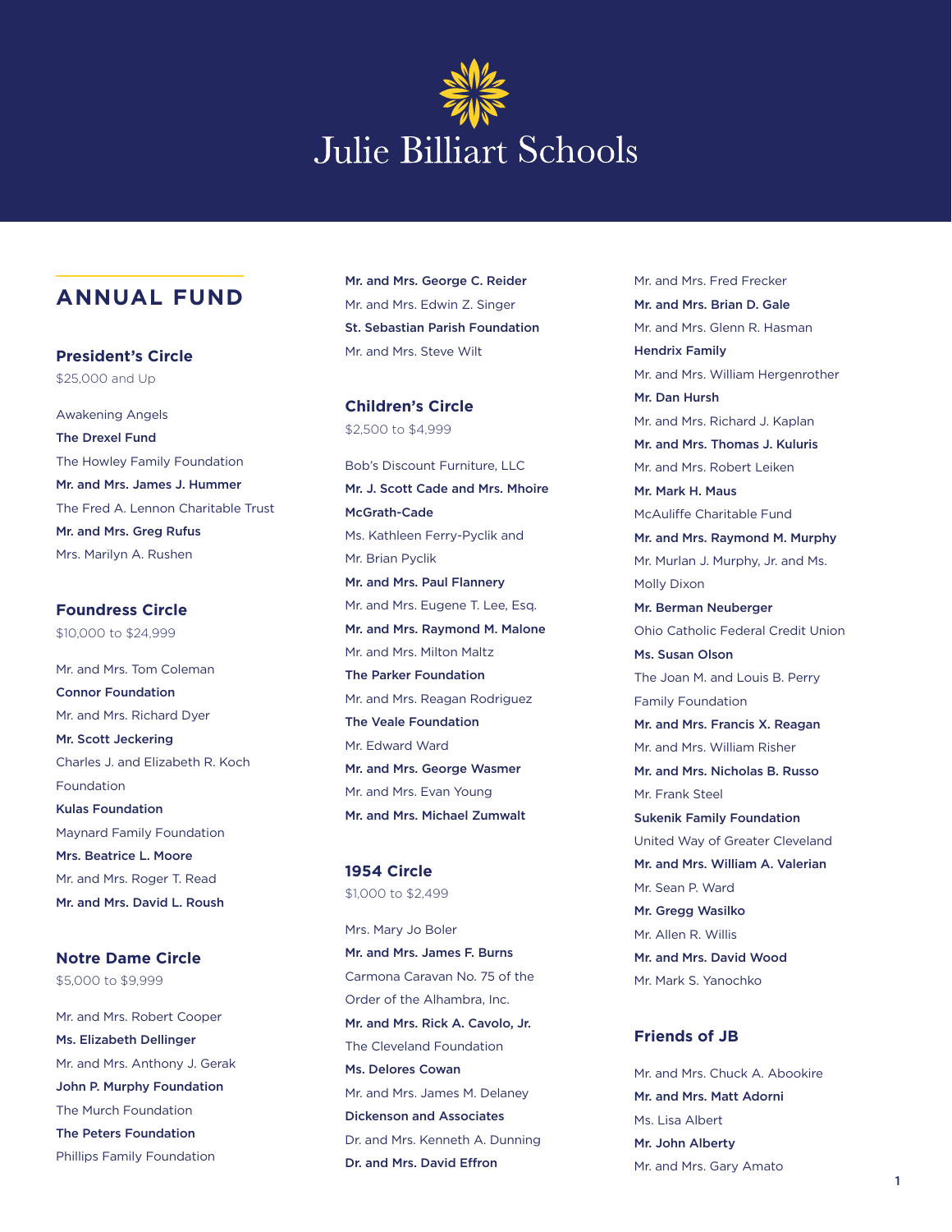# Julie Billiart Schools

## ANNUAL FUND

### President's Circle

$25,000 and Up

Awakening Angels
**The Drexel Fund**
The Howley Family Foundation
**Mr. and Mrs. James J. Hummer**
The Fred A. Lennon Charitable Trust
**Mr. and Mrs. Greg Rufus**
Mrs. Marilyn A. Rushen

### Foundress Circle

$10,000 to $24,999

Mr. and Mrs. Tom Coleman
**Connor Foundation**
Mr. and Mrs. Richard Dyer
**Mr. Scott Jeckering**
Charles J. and Elizabeth R. Koch Foundation
**Kulas Foundation**
Maynard Family Foundation
**Mrs. Beatrice L. Moore**
Mr. and Mrs. Roger T. Read
**Mr. and Mrs. David L. Roush**

### Notre Dame Circle

$5,000 to $9,999

Mr. and Mrs. Robert Cooper
**Ms. Elizabeth Dellinger**
Mr. and Mrs. Anthony J. Gerak
**John P. Murphy Foundation**
The Murch Foundation
**The Peters Foundation**
Phillips Family Foundation
**Mr. and Mrs. George C. Reider**
Mr. and Mrs. Edwin Z. Singer
**St. Sebastian Parish Foundation**
Mr. and Mrs. Steve Wilt

### Children's Circle

$2,500 to $4,999

Bob's Discount Furniture, LLC
**Mr. J. Scott Cade and Mrs. Mhoire McGrath-Cade**
Ms. Kathleen Ferry-Pyclik and Mr. Brian Pyclik
**Mr. and Mrs. Paul Flannery**
Mr. and Mrs. Eugene T. Lee, Esq.
**Mr. and Mrs. Raymond M. Malone**
Mr. and Mrs. Milton Maltz
**The Parker Foundation**
Mr. and Mrs. Reagan Rodriguez
**The Veale Foundation**
Mr. Edward Ward
**Mr. and Mrs. George Wasmer**
Mr. and Mrs. Evan Young
**Mr. and Mrs. Michael Zumwalt**

### 1954 Circle

$1,000 to $2,499

Mrs. Mary Jo Boler
**Mr. and Mrs. James F. Burns**
Carmona Caravan No. 75 of the Order of the Alhambra, Inc.
**Mr. and Mrs. Rick A. Cavolo, Jr.**
The Cleveland Foundation
**Ms. Delores Cowan**
Mr. and Mrs. James M. Delaney
**Dickenson and Associates**
Dr. and Mrs. Kenneth A. Dunning
**Dr. and Mrs. David Effron**
Mr. and Mrs. Fred Frecker
**Mr. and Mrs. Brian D. Gale**
Mr. and Mrs. Glenn R. Hasman
**Hendrix Family**
Mr. and Mrs. William Hergenrother
**Mr. Dan Hursh**
Mr. and Mrs. Richard J. Kaplan
**Mr. and Mrs. Thomas J. Kuluris**
Mr. and Mrs. Robert Leiken
**Mr. Mark H. Maus**
McAuliffe Charitable Fund
**Mr. and Mrs. Raymond M. Murphy**
Mr. Murlan J. Murphy, Jr. and Ms. Molly Dixon
**Mr. Berman Neuberger**
Ohio Catholic Federal Credit Union
**Ms. Susan Olson**
The Joan M. and Louis B. Perry Family Foundation
**Mr. and Mrs. Francis X. Reagan**
Mr. and Mrs. William Risher
**Mr. and Mrs. Nicholas B. Russo**
Mr. Frank Steel
**Sukenik Family Foundation**
United Way of Greater Cleveland
**Mr. and Mrs. William A. Valerian**
Mr. Sean P. Ward
**Mr. Gregg Wasilko**
Mr. Allen R. Willis
**Mr. and Mrs. David Wood**
Mr. Mark S. Yanochko

### Friends of JB

Mr. and Mrs. Chuck A. Abookire
**Mr. and Mrs. Matt Adorni**
Ms. Lisa Albert
**Mr. John Alberty**
Mr. and Mrs. Gary Amato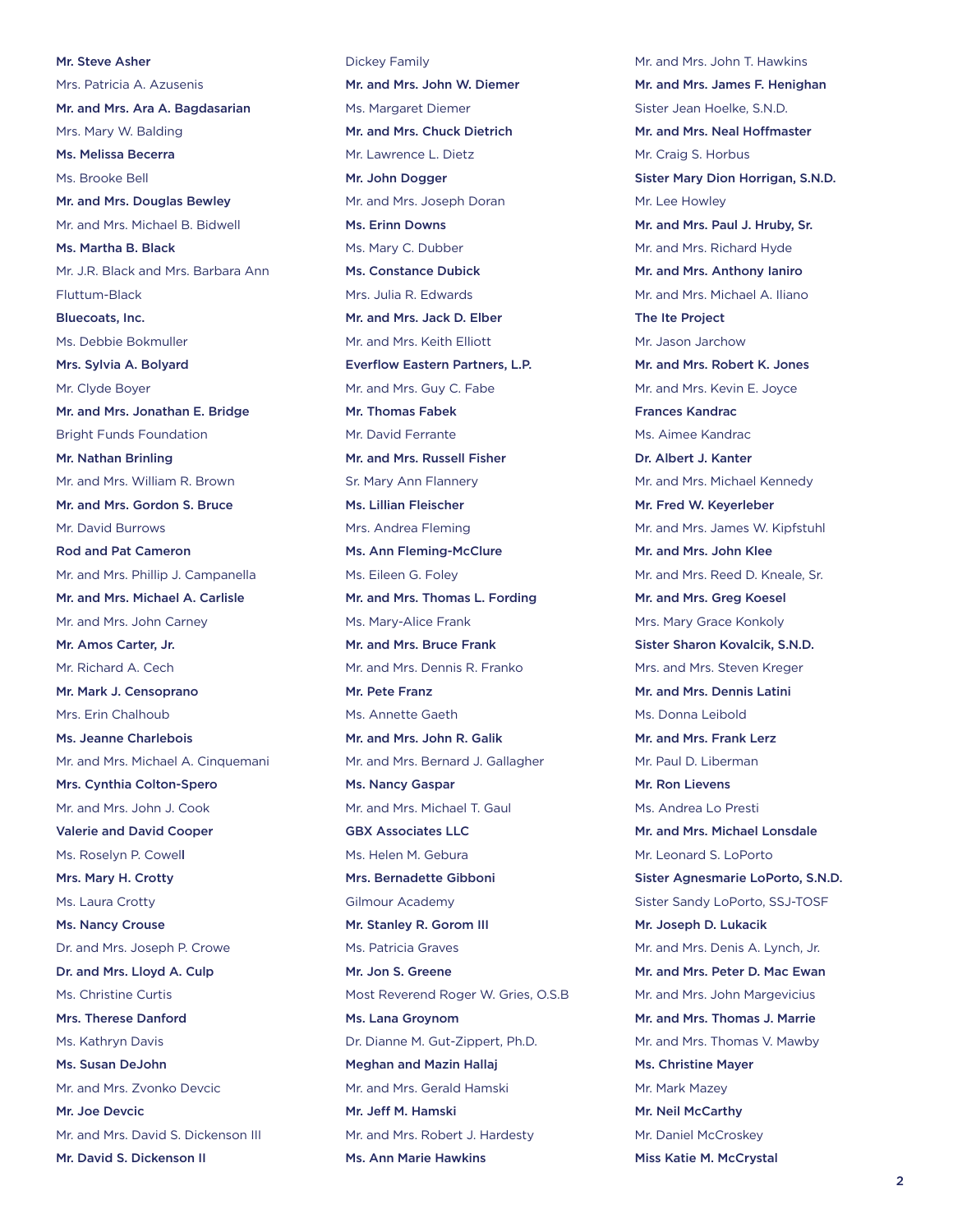**Mr. Steve Asher**

Mrs. Patricia A. Azusenis

**Mr. and Mrs. Ara A. Bagdasarian**

Mrs. Mary W. Balding

**Ms. Melissa Becerra**

Ms. Brooke Bell

**Mr. and Mrs. Douglas Bewley**

Mr. and Mrs. Michael B. Bidwell

**Ms. Martha B. Black**

Mr. J.R. Black and Mrs. Barbara Ann Fluttum-Black

**Bluecoats, Inc.**

Ms. Debbie Bokmuller

**Mrs. Sylvia A. Bolyard**

Mr. Clyde Boyer

**Mr. and Mrs. Jonathan E. Bridge**

Bright Funds Foundation

**Mr. Nathan Brinling**

Mr. and Mrs. William R. Brown

**Mr. and Mrs. Gordon S. Bruce**

Mr. David Burrows

**Rod and Pat Cameron**

Mr. and Mrs. Phillip J. Campanella

**Mr. and Mrs. Michael A. Carlisle**

Mr. and Mrs. John Carney

**Mr. Amos Carter, Jr.**

Mr. Richard A. Cech

**Mr. Mark J. Censoprano**

Mrs. Erin Chalhoub

**Ms. Jeanne Charlebois**

Mr. and Mrs. Michael A. Cinquemani

**Mrs. Cynthia Colton-Spero**

Mr. and Mrs. John J. Cook

**Valerie and David Cooper**

Ms. Roselyn P. Cowell

**Mrs. Mary H. Crotty**

Ms. Laura Crotty

**Ms. Nancy Crouse**

Dr. and Mrs. Joseph P. Crowe

**Dr. and Mrs. Lloyd A. Culp**

Ms. Christine Curtis

**Mrs. Therese Danford**

Ms. Kathryn Davis

**Ms. Susan DeJohn**

Mr. and Mrs. Zvonko Devcic

**Mr. Joe Devcic**

Mr. and Mrs. David S. Dickenson III

**Mr. David S. Dickenson II**

Dickey Family

**Mr. and Mrs. John W. Diemer**

Ms. Margaret Diemer

**Mr. and Mrs. Chuck Dietrich**

Mr. Lawrence L. Dietz

**Mr. John Dogger**

Mr. and Mrs. Joseph Doran

**Ms. Erinn Downs**

Ms. Mary C. Dubber

**Ms. Constance Dubick**

Mrs. Julia R. Edwards

**Mr. and Mrs. Jack D. Elber**

Mr. and Mrs. Keith Elliott

**Everflow Eastern Partners, L.P.**

Mr. and Mrs. Guy C. Fabe

**Mr. Thomas Fabek**

Mr. David Ferrante

**Mr. and Mrs. Russell Fisher**

Sr. Mary Ann Flannery

**Ms. Lillian Fleischer**

Mrs. Andrea Fleming

**Ms. Ann Fleming-McClure**

Ms. Eileen G. Foley

**Mr. and Mrs. Thomas L. Fording**

Ms. Mary-Alice Frank

**Mr. and Mrs. Bruce Frank**

Mr. and Mrs. Dennis R. Franko

**Mr. Pete Franz**

Ms. Annette Gaeth

**Mr. and Mrs. John R. Galik**

Mr. and Mrs. Bernard J. Gallagher

**Ms. Nancy Gaspar**

Mr. and Mrs. Michael T. Gaul

**GBX Associates LLC**

Ms. Helen M. Gebura

**Mrs. Bernadette Gibboni**

Gilmour Academy

**Mr. Stanley R. Gorom III**

Ms. Patricia Graves

**Mr. Jon S. Greene**

Most Reverend Roger W. Gries, O.S.B

**Ms. Lana Groynom**

Dr. Dianne M. Gut-Zippert, Ph.D.

**Meghan and Mazin Hallaj**

Mr. and Mrs. Gerald Hamski

**Mr. Jeff M. Hamski**

Mr. and Mrs. Robert J. Hardesty

**Ms. Ann Marie Hawkins**

Mr. and Mrs. John T. Hawkins

**Mr. and Mrs. James F. Henighan**

Sister Jean Hoelke, S.N.D.

**Mr. and Mrs. Neal Hoffmaster**

Mr. Craig S. Horbus

**Sister Mary Dion Horrigan, S.N.D.**

Mr. Lee Howley

**Mr. and Mrs. Paul J. Hruby, Sr.**

Mr. and Mrs. Richard Hyde

**Mr. and Mrs. Anthony Ianiro**

Mr. and Mrs. Michael A. Iliano

**The Ite Project**

Mr. Jason Jarchow

**Mr. and Mrs. Robert K. Jones**

Mr. and Mrs. Kevin E. Joyce

**Frances Kandrac**

Ms. Aimee Kandrac

**Dr. Albert J. Kanter**

Mr. and Mrs. Michael Kennedy

**Mr. Fred W. Keyerleber**

Mr. and Mrs. James W. Kipfstuhl

**Mr. and Mrs. John Klee**

Mr. and Mrs. Reed D. Kneale, Sr.

**Mr. and Mrs. Greg Koesel**

Mrs. Mary Grace Konkoly

**Sister Sharon Kovalcik, S.N.D.**

Mrs. and Mrs. Steven Kreger

**Mr. and Mrs. Dennis Latini**

Ms. Donna Leibold

**Mr. and Mrs. Frank Lerz**

Mr. Paul D. Liberman

**Mr. Ron Lievens**

Ms. Andrea Lo Presti

**Mr. and Mrs. Michael Lonsdale**

Mr. Leonard S. LoPorto

**Sister Agnesmarie LoPorto, S.N.D.**

Sister Sandy LoPorto, SSJ-TOSF

**Mr. Joseph D. Lukacik**

Mr. and Mrs. Denis A. Lynch, Jr.

**Mr. and Mrs. Peter D. Mac Ewan**

Mr. and Mrs. John Margevicius

**Mr. and Mrs. Thomas J. Marrie**

Mr. and Mrs. Thomas V. Mawby

**Ms. Christine Mayer**

Mr. Mark Mazey

**Mr. Neil McCarthy**

Mr. Daniel McCroskey

**Miss Katie M. McCrystal**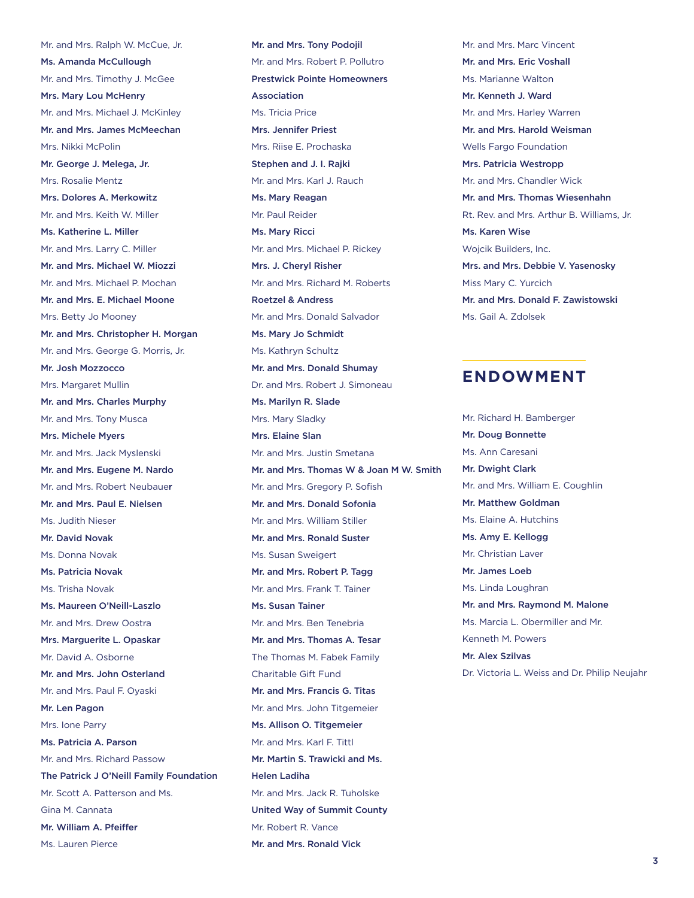Mr. and Mrs. Ralph W. McCue, Jr.
Ms. Amanda McCullough
Mr. and Mrs. Timothy J. McGee
Mrs. Mary Lou McHenry
Mr. and Mrs. Michael J. McKinley
Mr. and Mrs. James McMeechan
Mrs. Nikki McPolin
Mr. George J. Melega, Jr.
Mrs. Rosalie Mentz
Mrs. Dolores A. Merkowitz
Mr. and Mrs. Keith W. Miller
Ms. Katherine L. Miller
Mr. and Mrs. Larry C. Miller
Mr. and Mrs. Michael W. Miozzi
Mr. and Mrs. Michael P. Mochan
Mr. and Mrs. E. Michael Moone
Mrs. Betty Jo Mooney
Mr. and Mrs. Christopher H. Morgan
Mr. and Mrs. George G. Morris, Jr.
Mr. Josh Mozzocco
Mrs. Margaret Mullin
Mr. and Mrs. Charles Murphy
Mr. and Mrs. Tony Musca
Mrs. Michele Myers
Mr. and Mrs. Jack Myslenski
Mr. and Mrs. Eugene M. Nardo
Mr. and Mrs. Robert Neubauer
Mr. and Mrs. Paul E. Nielsen
Ms. Judith Nieser
Mr. David Novak
Ms. Donna Novak
Ms. Patricia Novak
Ms. Trisha Novak
Ms. Maureen O'Neill-Laszlo
Mr. and Mrs. Drew Oostra
Mrs. Marguerite L. Opaskar
Mr. David A. Osborne
Mr. and Mrs. John Osterland
Mr. and Mrs. Paul F. Oyaski
Mr. Len Pagon
Mrs. Ione Parry
Ms. Patricia A. Parson
Mr. and Mrs. Richard Passow
The Patrick J O'Neill Family Foundation
Mr. Scott A. Patterson and Ms. Gina M. Cannata
Mr. William A. Pfeiffer
Ms. Lauren Pierce
Mr. and Mrs. Tony Podojil
Mr. and Mrs. Robert P. Pollutro
Prestwick Pointe Homeowners Association
Ms. Tricia Price
Mrs. Jennifer Priest
Mrs. Riise E. Prochaska
Stephen and J. I. Rajki
Mr. and Mrs. Karl J. Rauch
Ms. Mary Reagan
Mr. Paul Reider
Ms. Mary Ricci
Mr. and Mrs. Michael P. Rickey
Mrs. J. Cheryl Risher
Mr. and Mrs. Richard M. Roberts
Roetzel & Andress
Mr. and Mrs. Donald Salvador
Ms. Mary Jo Schmidt
Ms. Kathryn Schultz
Mr. and Mrs. Donald Shumay
Dr. and Mrs. Robert J. Simoneau
Ms. Marilyn R. Slade
Mrs. Mary Sladky
Mrs. Elaine Slan
Mr. and Mrs. Justin Smetana
Mr. and Mrs. Thomas W & Joan M W. Smith
Mr. and Mrs. Gregory P. Sofish
Mr. and Mrs. Donald Sofonia
Mr. and Mrs. William Stiller
Mr. and Mrs. Ronald Suster
Ms. Susan Sweigert
Mr. and Mrs. Robert P. Tagg
Mr. and Mrs. Frank T. Tainer
Ms. Susan Tainer
Mr. and Mrs. Ben Tenebria
Mr. and Mrs. Thomas A. Tesar
The Thomas M. Fabek Family Charitable Gift Fund
Mr. and Mrs. Francis G. Titas
Mr. and Mrs. John Titgemeier
Ms. Allison O. Titgemeier
Mr. and Mrs. Karl F. Tittl
Mr. Martin S. Trawicki and Ms. Helen Ladiha
Mr. and Mrs. Jack R. Tuholske
United Way of Summit County
Mr. Robert R. Vance
Mr. and Mrs. Ronald Vick
Mr. and Mrs. Marc Vincent
Mr. and Mrs. Eric Voshall
Ms. Marianne Walton
Mr. Kenneth J. Ward
Mr. and Mrs. Harley Warren
Mr. and Mrs. Harold Weisman
Wells Fargo Foundation
Mrs. Patricia Westropp
Mr. and Mrs. Chandler Wick
Mr. and Mrs. Thomas Wiesenhahn
Rt. Rev. and Mrs. Arthur B. Williams, Jr.
Ms. Karen Wise
Wojcik Builders, Inc.
Mrs. and Mrs. Debbie V. Yasenosky
Miss Mary C. Yurcich
Mr. and Mrs. Donald F. Zawistowski
Ms. Gail A. Zdolsek

## ENDOWMENT

Mr. Richard H. Bamberger
Mr. Doug Bonnette
Ms. Ann Caresani
Mr. Dwight Clark
Mr. and Mrs. William E. Coughlin
Mr. Matthew Goldman
Ms. Elaine A. Hutchins
Ms. Amy E. Kellogg
Mr. Christian Laver
Mr. James Loeb
Ms. Linda Loughran
Mr. and Mrs. Raymond M. Malone
Ms. Marcia L. Obermiller and Mr. Kenneth M. Powers
Mr. Alex Szilvas
Dr. Victoria L. Weiss and Dr. Philip Neujahr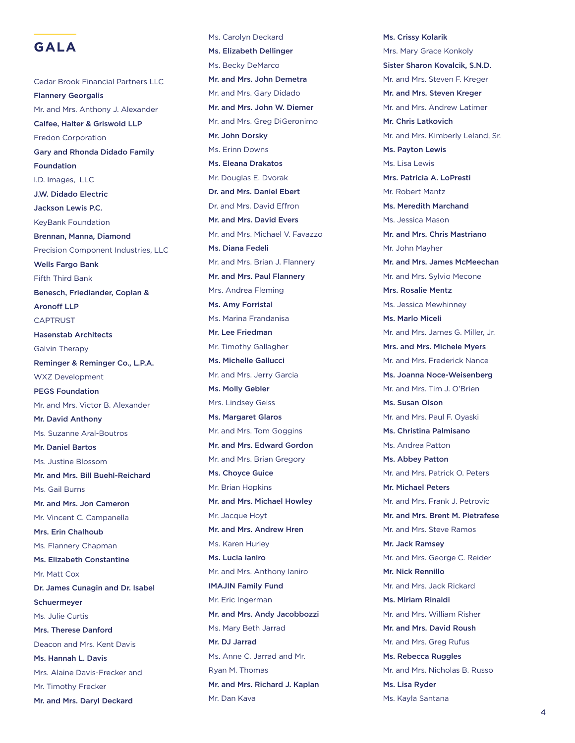## GALA

Cedar Brook Financial Partners LLC
**Flannery Georgalis**
Mr. and Mrs. Anthony J. Alexander
**Calfee, Halter & Griswold LLP**
Fredon Corporation
**Gary and Rhonda Didado Family Foundation**
I.D. Images, LLC
**J.W. Didado Electric**
**Jackson Lewis P.C.**
KeyBank Foundation
**Brennan, Manna, Diamond**
Precision Component Industries, LLC
**Wells Fargo Bank**
Fifth Third Bank
**Benesch, Friedlander, Coplan & Aronoff LLP**
CAPTRUST
**Hasenstab Architects**
Galvin Therapy
**Reminger & Reminger Co., L.P.A.**
WXZ Development
**PEGS Foundation**
Mr. and Mrs. Victor B. Alexander
**Mr. David Anthony**
Ms. Suzanne Aral-Boutros
**Mr. Daniel Bartos**
Ms. Justine Blossom
**Mr. and Mrs. Bill Buehl-Reichard**
Ms. Gail Burns
**Mr. and Mrs. Jon Cameron**
Mr. Vincent C. Campanella
**Mrs. Erin Chalhoub**
Ms. Flannery Chapman
**Ms. Elizabeth Constantine**
Mr. Matt Cox
**Dr. James Cunagin and Dr. Isabel Schuermeyer**
Ms. Julie Curtis
**Mrs. Therese Danford**
Deacon and Mrs. Kent Davis
**Ms. Hannah L. Davis**
Mrs. Alaine Davis-Frecker and Mr. Timothy Frecker
**Mr. and Mrs. Daryl Deckard**
Ms. Carolyn Deckard
**Ms. Elizabeth Dellinger**
Ms. Becky DeMarco
**Mr. and Mrs. John Demetra**
Mr. and Mrs. Gary Didado
**Mr. and Mrs. John W. Diemer**
Mr. and Mrs. Greg DiGeronimo
**Mr. John Dorsky**
Ms. Erinn Downs
**Ms. Eleana Drakatos**
Mr. Douglas E. Dvorak
**Dr. and Mrs. Daniel Ebert**
Dr. and Mrs. David Effron
**Mr. and Mrs. David Evers**
Mr. and Mrs. Michael V. Favazzo
**Ms. Diana Fedeli**
Mr. and Mrs. Brian J. Flannery
**Mr. and Mrs. Paul Flannery**
Mrs. Andrea Fleming
**Ms. Amy Forristal**
Ms. Marina Frandanisa
**Mr. Lee Friedman**
Mr. Timothy Gallagher
**Ms. Michelle Gallucci**
Mr. and Mrs. Jerry Garcia
**Ms. Molly Gebler**
Mrs. Lindsey Geiss
**Ms. Margaret Glaros**
Mr. and Mrs. Tom Goggins
**Mr. and Mrs. Edward Gordon**
Mr. and Mrs. Brian Gregory
**Ms. Choyce Guice**
Mr. Brian Hopkins
**Mr. and Mrs. Michael Howley**
Mr. Jacque Hoyt
**Mr. and Mrs. Andrew Hren**
Ms. Karen Hurley
**Ms. Lucia Ianiro**
Mr. and Mrs. Anthony Ianiro
**IMAJIN Family Fund**
Mr. Eric Ingerman
**Mr. and Mrs. Andy Jacobbozzi**
Ms. Mary Beth Jarrad
**Mr. DJ Jarrad**
Ms. Anne C. Jarrad and Mr. Ryan M. Thomas
**Mr. and Mrs. Richard J. Kaplan**
Mr. Dan Kava
**Ms. Crissy Kolarik**
Mrs. Mary Grace Konkoly
**Sister Sharon Kovalcik, S.N.D.**
Mr. and Mrs. Steven F. Kreger
**Mr. and Mrs. Steven Kreger**
Mr. and Mrs. Andrew Latimer
**Mr. Chris Latkovich**
Mr. and Mrs. Kimberly Leland, Sr.
**Ms. Payton Lewis**
Ms. Lisa Lewis
**Mrs. Patricia A. LoPresti**
Mr. Robert Mantz
**Ms. Meredith Marchand**
Ms. Jessica Mason
**Mr. and Mrs. Chris Mastriano**
Mr. John Mayher
**Mr. and Mrs. James McMeechan**
Mr. and Mrs. Sylvio Mecone
**Mrs. Rosalie Mentz**
Ms. Jessica Mewhinney
**Ms. Marlo Miceli**
Mr. and Mrs. James G. Miller, Jr.
**Mrs. and Mrs. Michele Myers**
Mr. and Mrs. Frederick Nance
**Ms. Joanna Noce-Weisenberg**
Mr. and Mrs. Tim J. O'Brien
**Ms. Susan Olson**
Mr. and Mrs. Paul F. Oyaski
**Ms. Christina Palmisano**
Ms. Andrea Patton
**Ms. Abbey Patton**
Mr. and Mrs. Patrick O. Peters
**Mr. Michael Peters**
Mr. and Mrs. Frank J. Petrovic
**Mr. and Mrs. Brent M. Pietrafese**
Mr. and Mrs. Steve Ramos
**Mr. Jack Ramsey**
Mr. and Mrs. George C. Reider
**Mr. Nick Rennillo**
Mr. and Mrs. Jack Rickard
**Ms. Miriam Rinaldi**
Mr. and Mrs. William Risher
**Mr. and Mrs. David Roush**
Mr. and Mrs. Greg Rufus
**Ms. Rebecca Ruggles**
Mr. and Mrs. Nicholas B. Russo
**Ms. Lisa Ryder**
Ms. Kayla Santana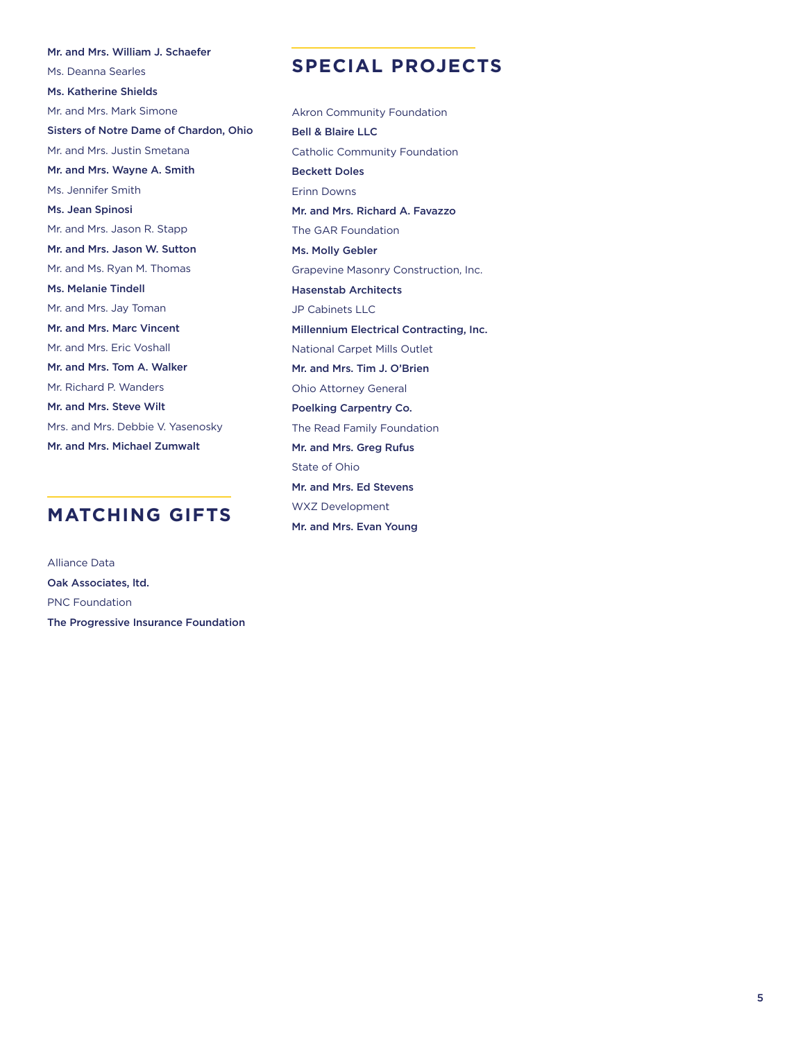Mr. and Mrs. William J. Schaefer
Ms. Deanna Searles
Ms. Katherine Shields
Mr. and Mrs. Mark Simone
Sisters of Notre Dame of Chardon, Ohio
Mr. and Mrs. Justin Smetana
Mr. and Mrs. Wayne A. Smith
Ms. Jennifer Smith
Ms. Jean Spinosi
Mr. and Mrs. Jason R. Stapp
Mr. and Mrs. Jason W. Sutton
Mr. and Ms. Ryan M. Thomas
Ms. Melanie Tindell
Mr. and Mrs. Jay Toman
Mr. and Mrs. Marc Vincent
Mr. and Mrs. Eric Voshall
Mr. and Mrs. Tom A. Walker
Mr. Richard P. Wanders
Mr. and Mrs. Steve Wilt
Mrs. and Mrs. Debbie V. Yasenosky
Mr. and Mrs. Michael Zumwalt

## MATCHING GIFTS

Alliance Data
Oak Associates, ltd.
PNC Foundation
The Progressive Insurance Foundation

## SPECIAL PROJECTS

Akron Community Foundation
Bell & Blaire LLC
Catholic Community Foundation
Beckett Doles
Erinn Downs
Mr. and Mrs. Richard A. Favazzo
The GAR Foundation
Ms. Molly Gebler
Grapevine Masonry Construction, Inc.
Hasenstab Architects
JP Cabinets LLC
Millennium Electrical Contracting, Inc.
National Carpet Mills Outlet
Mr. and Mrs. Tim J. O'Brien
Ohio Attorney General
Poelking Carpentry Co.
The Read Family Foundation
Mr. and Mrs. Greg Rufus
State of Ohio
Mr. and Mrs. Ed Stevens
WXZ Development
Mr. and Mrs. Evan Young